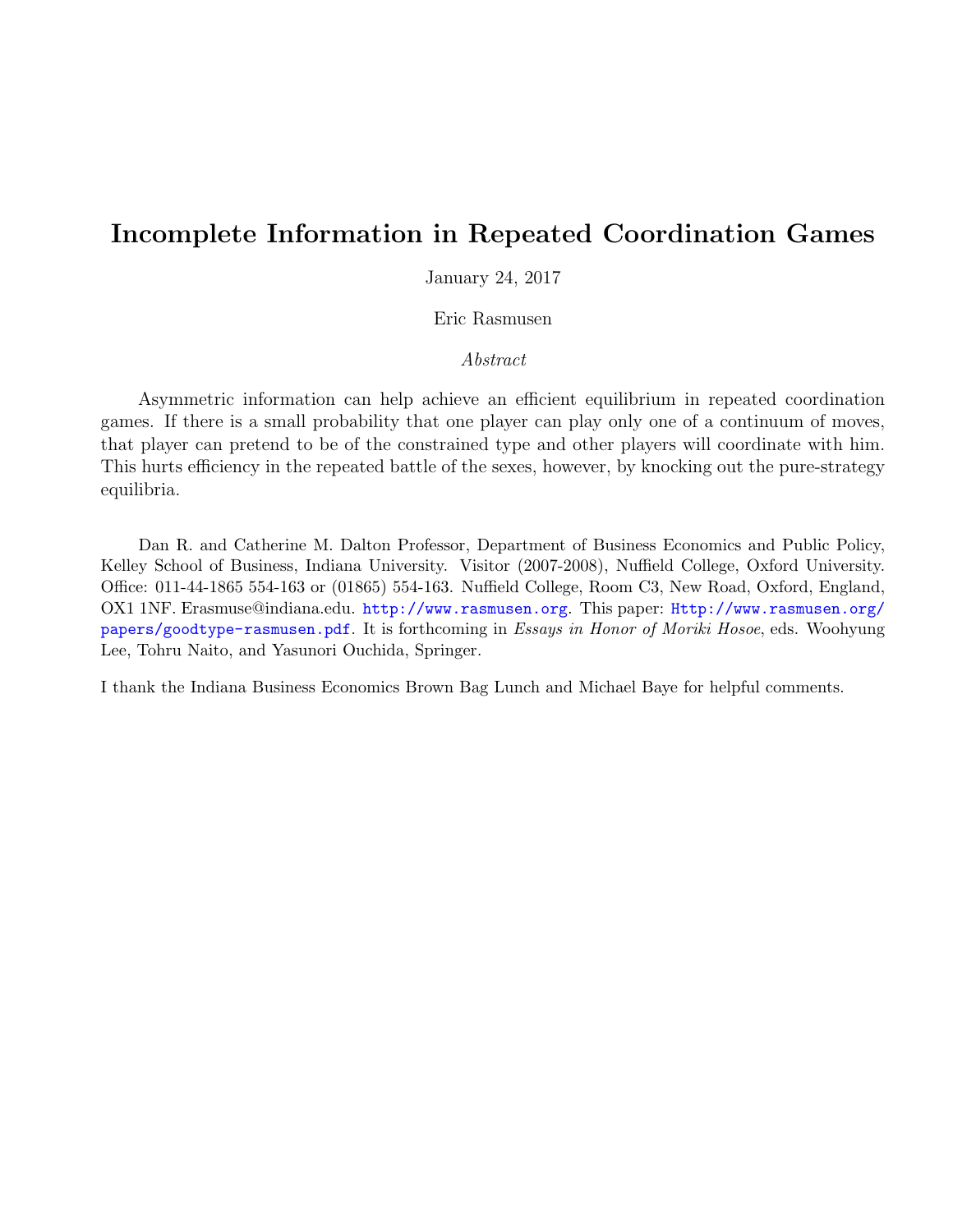# Incomplete Information in Repeated Coordination Games

January 24, 2017

Eric Rasmusen

*Abstract*

Asymmetric information can help achieve an efficient equilibrium in repeated coordination games. If there is a small probability that one player can play only one of a continuum of moves, that player can pretend to be of the constrained type and other players will coordinate with him. This hurts efficiency in the repeated battle of the sexes, however, by knocking out the pure-strategy equilibria.

Dan R. and Catherine M. Dalton Professor, Department of Business Economics and Public Policy, Kelley School of Business, Indiana University. Visitor (2007-2008), Nuffield College, Oxford University. Office: 011-44-1865 554-163 or (01865) 554-163. Nuffield College, Room C3, New Road, Oxford, England, OX1 1NF. Erasmuse@indiana.edu. http://www.rasmusen.org. This paper: Http://www.rasmusen.org/papers/goodtype-rasmusen.pdf. It is forthcoming in *Essays in Honor of Moriki Hosoe*, eds. Woohyung Lee, Tohru Naito, and Yasunori Ouchida, Springer.

I thank the Indiana Business Economics Brown Bag Lunch and Michael Baye for helpful comments.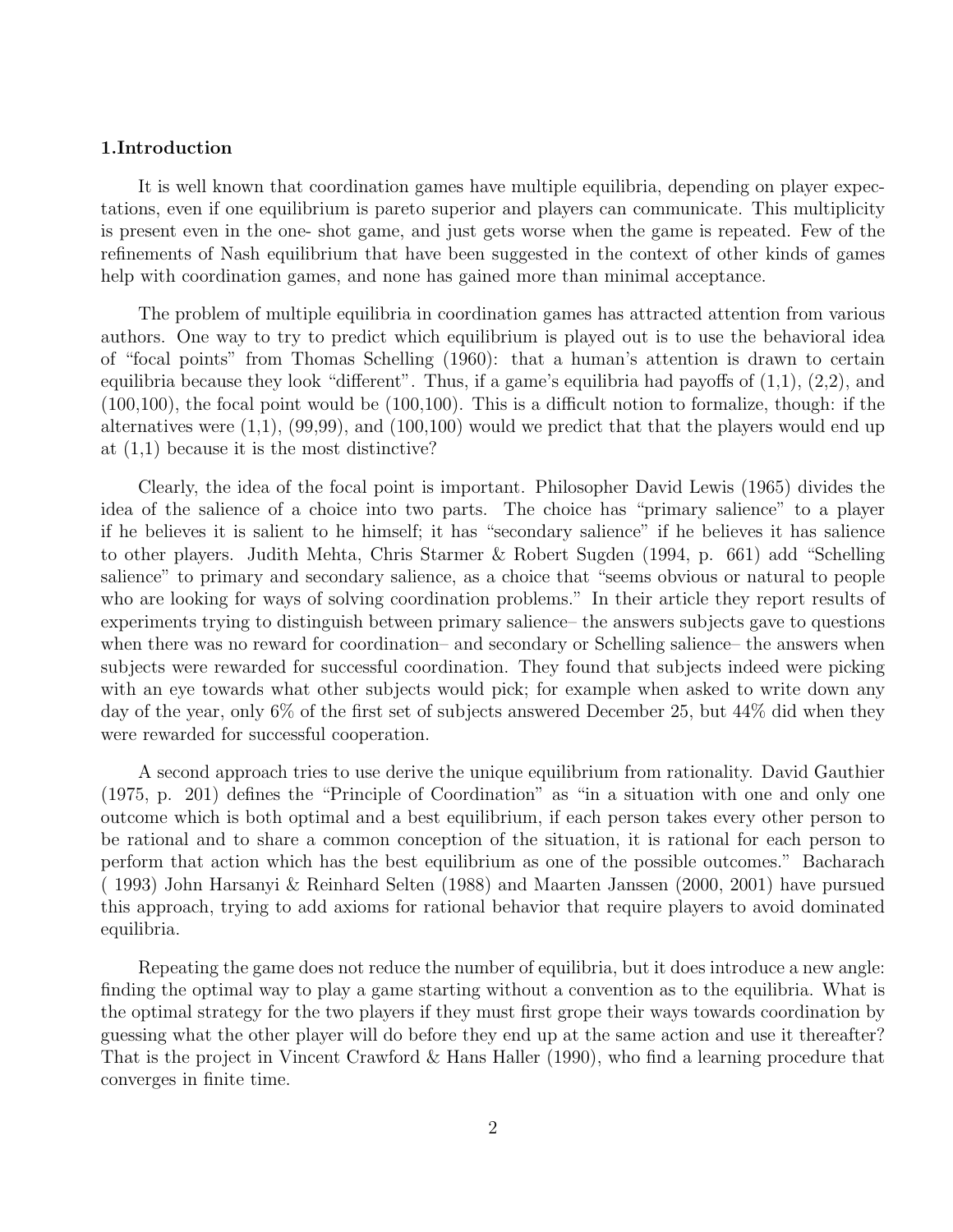**1.Introduction**

It is well known that coordination games have multiple equilibria, depending on player expectations, even if one equilibrium is pareto superior and players can communicate. This multiplicity is present even in the one- shot game, and just gets worse when the game is repeated. Few of the refinements of Nash equilibrium that have been suggested in the context of other kinds of games help with coordination games, and none has gained more than minimal acceptance.

The problem of multiple equilibria in coordination games has attracted attention from various authors. One way to try to predict which equilibrium is played out is to use the behavioral idea of "focal points" from Thomas Schelling (1960): that a human's attention is drawn to certain equilibria because they look "different". Thus, if a game's equilibria had payoffs of (1,1), (2,2), and (100,100), the focal point would be (100,100). This is a difficult notion to formalize, though: if the alternatives were (1,1), (99,99), and (100,100) would we predict that that the players would end up at (1,1) because it is the most distinctive?

Clearly, the idea of the focal point is important. Philosopher David Lewis (1965) divides the idea of the salience of a choice into two parts. The choice has "primary salience" to a player if he believes it is salient to he himself; it has "secondary salience" if he believes it has salience to other players. Judith Mehta, Chris Starmer & Robert Sugden (1994, p. 661) add "Schelling salience" to primary and secondary salience, as a choice that "seems obvious or natural to people who are looking for ways of solving coordination problems." In their article they report results of experiments trying to distinguish between primary salience– the answers subjects gave to questions when there was no reward for coordination– and secondary or Schelling salience– the answers when subjects were rewarded for successful coordination. They found that subjects indeed were picking with an eye towards what other subjects would pick; for example when asked to write down any day of the year, only 6% of the first set of subjects answered December 25, but 44% did when they were rewarded for successful cooperation.

A second approach tries to use derive the unique equilibrium from rationality. David Gauthier (1975, p. 201) defines the "Principle of Coordination" as "in a situation with one and only one outcome which is both optimal and a best equilibrium, if each person takes every other person to be rational and to share a common conception of the situation, it is rational for each person to perform that action which has the best equilibrium as one of the possible outcomes." Bacharach ( 1993) John Harsanyi & Reinhard Selten (1988) and Maarten Janssen (2000, 2001) have pursued this approach, trying to add axioms for rational behavior that require players to avoid dominated equilibria.

Repeating the game does not reduce the number of equilibria, but it does introduce a new angle: finding the optimal way to play a game starting without a convention as to the equilibria. What is the optimal strategy for the two players if they must first grope their ways towards coordination by guessing what the other player will do before they end up at the same action and use it thereafter? That is the project in Vincent Crawford & Hans Haller (1990), who find a learning procedure that converges in finite time.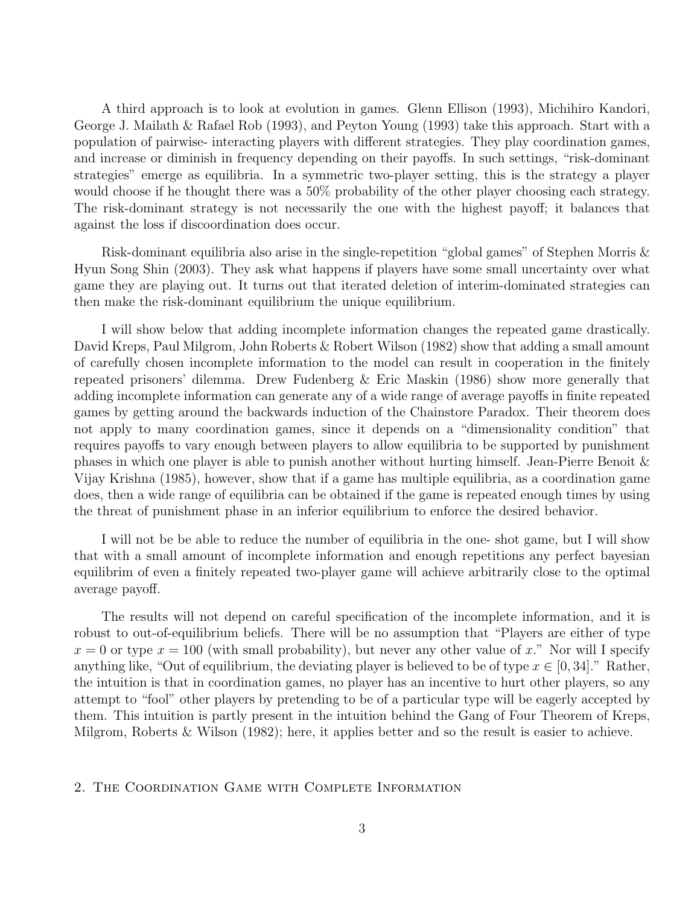A third approach is to look at evolution in games. Glenn Ellison (1993), Michihiro Kandori, George J. Mailath & Rafael Rob (1993), and Peyton Young (1993) take this approach. Start with a population of pairwise- interacting players with different strategies. They play coordination games, and increase or diminish in frequency depending on their payoffs. In such settings, "risk-dominant strategies" emerge as equilibria. In a symmetric two-player setting, this is the strategy a player would choose if he thought there was a 50% probability of the other player choosing each strategy. The risk-dominant strategy is not necessarily the one with the highest payoff; it balances that against the loss if discoordination does occur.

Risk-dominant equilibria also arise in the single-repetition "global games" of Stephen Morris & Hyun Song Shin (2003). They ask what happens if players have some small uncertainty over what game they are playing out. It turns out that iterated deletion of interim-dominated strategies can then make the risk-dominant equilibrium the unique equilibrium.

I will show below that adding incomplete information changes the repeated game drastically. David Kreps, Paul Milgrom, John Roberts & Robert Wilson (1982) show that adding a small amount of carefully chosen incomplete information to the model can result in cooperation in the finitely repeated prisoners' dilemma. Drew Fudenberg & Eric Maskin (1986) show more generally that adding incomplete information can generate any of a wide range of average payoffs in finite repeated games by getting around the backwards induction of the Chainstore Paradox. Their theorem does not apply to many coordination games, since it depends on a "dimensionality condition" that requires payoffs to vary enough between players to allow equilibria to be supported by punishment phases in which one player is able to punish another without hurting himself. Jean-Pierre Benoit & Vijay Krishna (1985), however, show that if a game has multiple equilibria, as a coordination game does, then a wide range of equilibria can be obtained if the game is repeated enough times by using the threat of punishment phase in an inferior equilibrium to enforce the desired behavior.

I will not be be able to reduce the number of equilibria in the one- shot game, but I will show that with a small amount of incomplete information and enough repetitions any perfect bayesian equilibrim of even a finitely repeated two-player game will achieve arbitrarily close to the optimal average payoff.

The results will not depend on careful specification of the incomplete information, and it is robust to out-of-equilibrium beliefs. There will be no assumption that "Players are either of type $x = 0$ or type $x = 100$ (with small probability), but never any other value of $x$." Nor will I specify anything like, "Out of equilibrium, the deviating player is believed to be of type $x \in [0, 34]$." Rather, the intuition is that in coordination games, no player has an incentive to hurt other players, so any attempt to "fool" other players by pretending to be of a particular type will be eagerly accepted by them. This intuition is partly present in the intuition behind the Gang of Four Theorem of Kreps, Milgrom, Roberts & Wilson (1982); here, it applies better and so the result is easier to achieve.

## 2. The Coordination Game with Complete Information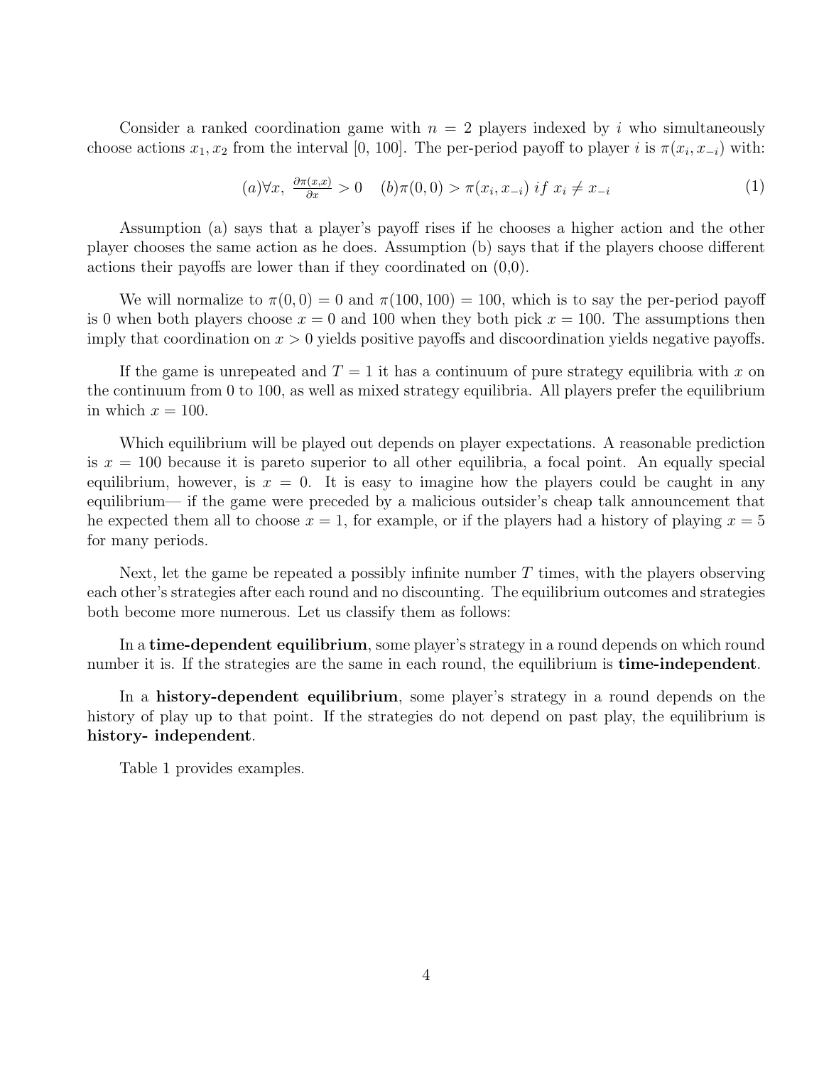Consider a ranked coordination game with $n = 2$ players indexed by $i$ who simultaneously choose actions $x_1, x_2$ from the interval [0, 100]. The per-period payoff to player $i$ is $\pi(x_i, x_{-i})$ with:

$$(a) \forall x, \ \frac{\partial \pi(x,x)}{\partial x} > 0 \quad (b) \pi(0,0) > \pi(x_i, x_{-i}) \ if \ x_i \neq x_{-i} \tag{1}$$

Assumption (a) says that a player's payoff rises if he chooses a higher action and the other player chooses the same action as he does. Assumption (b) says that if the players choose different actions their payoffs are lower than if they coordinated on (0,0).

We will normalize to $\pi(0,0) = 0$ and $\pi(100,100) = 100$, which is to say the per-period payoff is 0 when both players choose $x = 0$ and 100 when they both pick $x = 100$. The assumptions then imply that coordination on $x > 0$ yields positive payoffs and discoordination yields negative payoffs.

If the game is unrepeated and $T = 1$ it has a continuum of pure strategy equilibria with $x$ on the continuum from 0 to 100, as well as mixed strategy equilibria. All players prefer the equilibrium in which $x = 100$.

Which equilibrium will be played out depends on player expectations. A reasonable prediction is $x = 100$ because it is pareto superior to all other equilibria, a focal point. An equally special equilibrium, however, is $x = 0$. It is easy to imagine how the players could be caught in any equilibrium— if the game were preceded by a malicious outsider's cheap talk announcement that he expected them all to choose $x = 1$, for example, or if the players had a history of playing $x = 5$ for many periods.

Next, let the game be repeated a possibly infinite number $T$ times, with the players observing each other's strategies after each round and no discounting. The equilibrium outcomes and strategies both become more numerous. Let us classify them as follows:

In a **time-dependent equilibrium**, some player's strategy in a round depends on which round number it is. If the strategies are the same in each round, the equilibrium is **time-independent**.

In a **history-dependent equilibrium**, some player's strategy in a round depends on the history of play up to that point. If the strategies do not depend on past play, the equilibrium is **history- independent**.

Table 1 provides examples.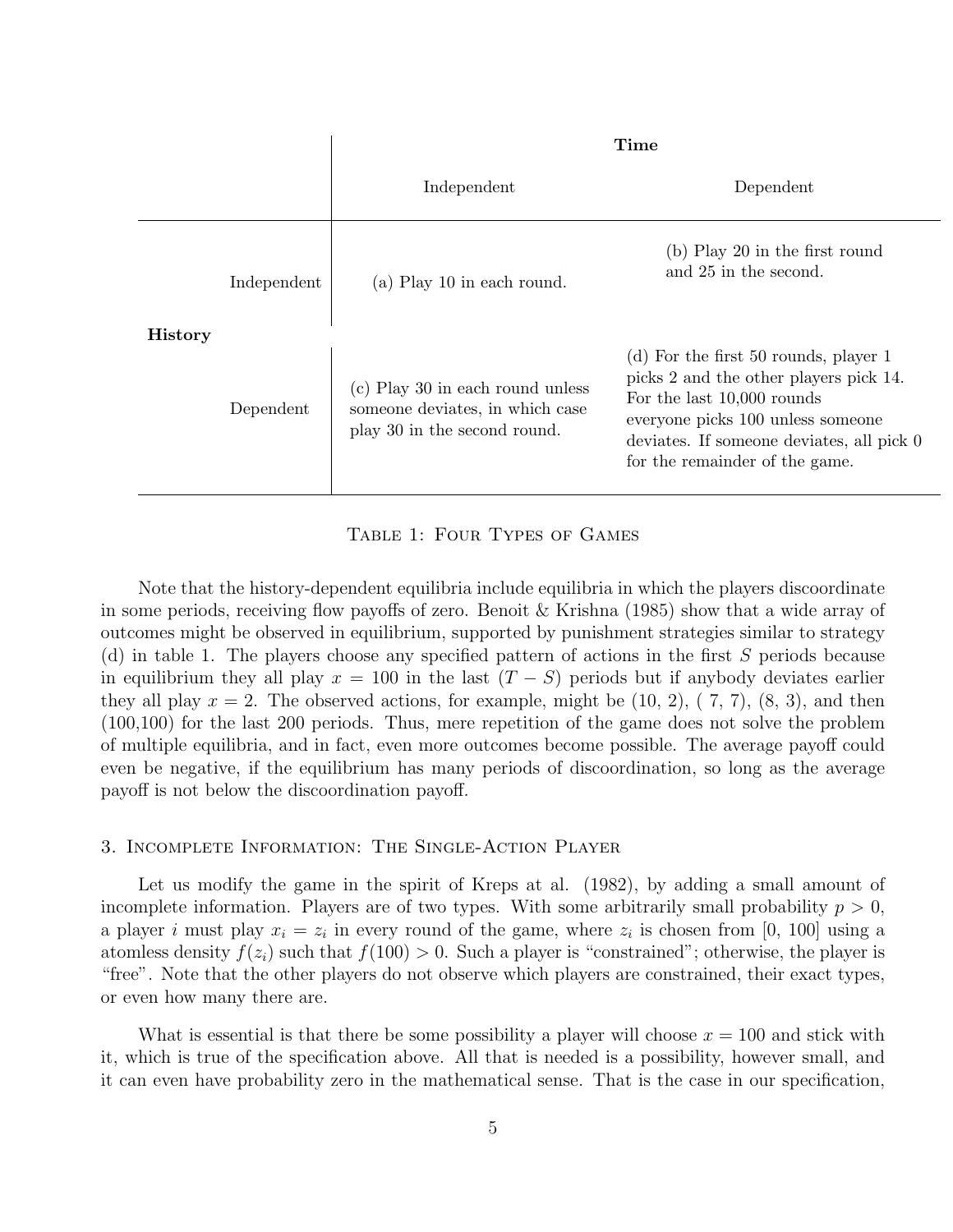| | | Time | |
|---|---|---|---|
| | | Independent | Dependent |
| **History** | Independent | (a) Play 10 in each round. | (b) Play 20 in the first round and 25 in the second. |
| | Dependent | (c) Play 30 in each round unless someone deviates, in which case play 30 in the second round. | (d) For the first 50 rounds, player 1 picks 2 and the other players pick 14. For the last 10,000 rounds everyone picks 100 unless someone deviates. If someone deviates, all pick 0 for the remainder of the game. |

Table 1: Four Types of Games

Note that the history-dependent equilibria include equilibria in which the players discoordinate in some periods, receiving flow payoffs of zero. Benoit & Krishna (1985) show that a wide array of outcomes might be observed in equilibrium, supported by punishment strategies similar to strategy (d) in table 1. The players choose any specified pattern of actions in the first $S$ periods because in equilibrium they all play $x = 100$ in the last $(T - S)$ periods but if anybody deviates earlier they all play $x = 2$. The observed actions, for example, might be (10, 2), ( 7, 7), (8, 3), and then (100,100) for the last 200 periods. Thus, mere repetition of the game does not solve the problem of multiple equilibria, and in fact, even more outcomes become possible. The average payoff could even be negative, if the equilibrium has many periods of discoordination, so long as the average payoff is not below the discoordination payoff.

## 3. Incomplete Information: The Single-Action Player

Let us modify the game in the spirit of Kreps at al. (1982), by adding a small amount of incomplete information. Players are of two types. With some arbitrarily small probability $p > 0$, a player $i$ must play $x_i = z_i$ in every round of the game, where $z_i$ is chosen from [0, 100] using a atomless density $f(z_i)$ such that $f(100) > 0$. Such a player is "constrained"; otherwise, the player is "free". Note that the other players do not observe which players are constrained, their exact types, or even how many there are.

What is essential is that there be some possibility a player will choose $x = 100$ and stick with it, which is true of the specification above. All that is needed is a possibility, however small, and it can even have probability zero in the mathematical sense. That is the case in our specification,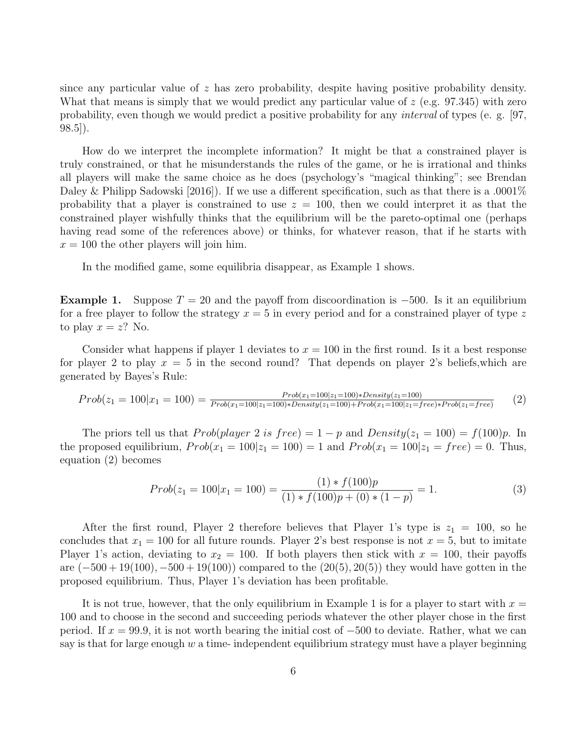since any particular value of $z$ has zero probability, despite having positive probability density. What that means is simply that we would predict any particular value of $z$ (e.g. 97.345) with zero probability, even though we would predict a positive probability for any *interval* of types (e. g. [97, 98.5]).

How do we interpret the incomplete information? It might be that a constrained player is truly constrained, or that he misunderstands the rules of the game, or he is irrational and thinks all players will make the same choice as he does (psychology's "magical thinking"; see Brendan Daley & Philipp Sadowski [2016]). If we use a different specification, such as that there is a .0001% probability that a player is constrained to use $z = 100$, then we could interpret it as that the constrained player wishfully thinks that the equilibrium will be the pareto-optimal one (perhaps having read some of the references above) or thinks, for whatever reason, that if he starts with $x = 100$ the other players will join him.

In the modified game, some equilibria disappear, as Example 1 shows.

**Example 1.** Suppose $T = 20$ and the payoff from discoordination is $-500$. Is it an equilibrium for a free player to follow the strategy $x = 5$ in every period and for a constrained player of type $z$ to play $x = z$? No.

Consider what happens if player 1 deviates to $x = 100$ in the first round. Is it a best response for player 2 to play $x = 5$ in the second round? That depends on player 2's beliefs,which are generated by Bayes's Rule:

$$Prob(z_1 = 100|x_1 = 100) = \frac{Prob(x_1=100|z_1=100)*Density(z_1=100)}{Prob(x_1=100|z_1=100)*Density(z_1=100)+Prob(x_1=100|z_1=free)*Prob(z_1=free)} \tag{2}$$

The priors tell us that $Prob(player\ 2\ is\ free) = 1 - p$ and $Density(z_1 = 100) = f(100)p$. In the proposed equilibrium, $Prob(x_1 = 100|z_1 = 100) = 1$ and $Prob(x_1 = 100|z_1 = free) = 0$. Thus, equation (2) becomes

$$Prob(z_1 = 100|x_1 = 100) = \frac{(1) * f(100)p}{(1) * f(100)p + (0) * (1 - p)} = 1. \tag{3}$$

After the first round, Player 2 therefore believes that Player 1's type is $z_1 = 100$, so he concludes that $x_1 = 100$ for all future rounds. Player 2's best response is not $x = 5$, but to imitate Player 1's action, deviating to $x_2 = 100$. If both players then stick with $x = 100$, their payoffs are $(-500 + 19(100), -500 + 19(100))$ compared to the $(20(5), 20(5))$ they would have gotten in the proposed equilibrium. Thus, Player 1's deviation has been profitable.

It is not true, however, that the only equilibrium in Example 1 is for a player to start with $x = 100$ and to choose in the second and succeeding periods whatever the other player chose in the first period. If $x = 99.9$, it is not worth bearing the initial cost of $-500$ to deviate. Rather, what we can say is that for large enough $w$ a time- independent equilibrium strategy must have a player beginning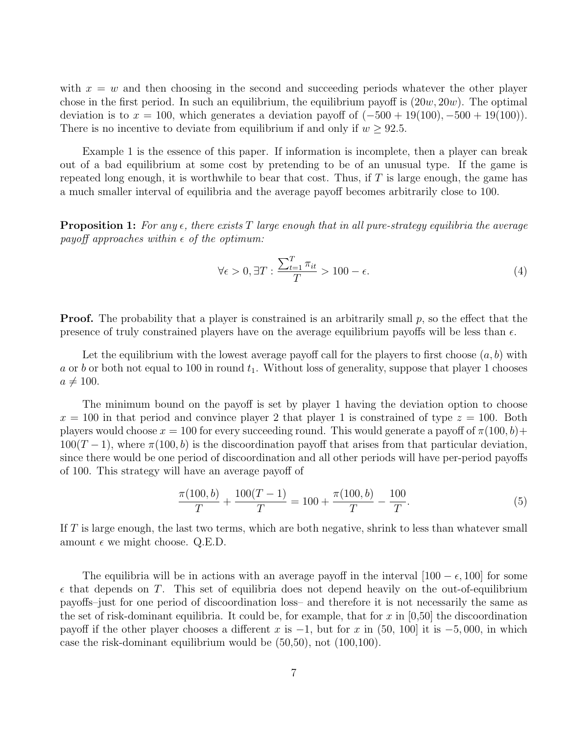with $x = w$ and then choosing in the second and succeeding periods whatever the other player chose in the first period. In such an equilibrium, the equilibrium payoff is $(20w, 20w)$. The optimal deviation is to $x = 100$, which generates a deviation payoff of $(-500 + 19(100), -500 + 19(100))$. There is no incentive to deviate from equilibrium if and only if $w \geq 92.5$.

Example 1 is the essence of this paper. If information is incomplete, then a player can break out of a bad equilibrium at some cost by pretending to be of an unusual type. If the game is repeated long enough, it is worthwhile to bear that cost. Thus, if $T$ is large enough, the game has a much smaller interval of equilibria and the average payoff becomes arbitrarily close to 100.

**Proposition 1:** *For any $\epsilon$, there exists $T$ large enough that in all pure-strategy equilibria the average payoff approaches within $\epsilon$ of the optimum:*

$$\forall \epsilon > 0, \exists T : \frac{\sum_{t=1}^{T} \pi_{it}}{T} > 100 - \epsilon. \tag{4}$$

**Proof.** The probability that a player is constrained is an arbitrarily small $p$, so the effect that the presence of truly constrained players have on the average equilibrium payoffs will be less than $\epsilon$.

Let the equilibrium with the lowest average payoff call for the players to first choose $(a, b)$ with $a$ or $b$ or both not equal to 100 in round $t_1$. Without loss of generality, suppose that player 1 chooses $a \neq 100$.

The minimum bound on the payoff is set by player 1 having the deviation option to choose $x = 100$ in that period and convince player 2 that player 1 is constrained of type $z = 100$. Both players would choose $x = 100$ for every succeeding round. This would generate a payoff of $\pi(100, b) + 100(T - 1)$, where $\pi(100, b)$ is the discoordination payoff that arises from that particular deviation, since there would be one period of discoordination and all other periods will have per-period payoffs of 100. This strategy will have an average payoff of

$$\frac{\pi(100, b)}{T} + \frac{100(T - 1)}{T} = 100 + \frac{\pi(100, b)}{T} - \frac{100}{T}. \tag{5}$$

If $T$ is large enough, the last two terms, which are both negative, shrink to less than whatever small amount $\epsilon$ we might choose. Q.E.D.

The equilibria will be in actions with an average payoff in the interval $[100 - \epsilon, 100]$ for some $\epsilon$ that depends on $T$. This set of equilibria does not depend heavily on the out-of-equilibrium payoffs–just for one period of discoordination loss– and therefore it is not necessarily the same as the set of risk-dominant equilibria. It could be, for example, that for $x$ in [0,50] the discoordination payoff if the other player chooses a different $x$ is $-1$, but for $x$ in (50, 100] it is $-5,000$, in which case the risk-dominant equilibrium would be (50,50), not (100,100).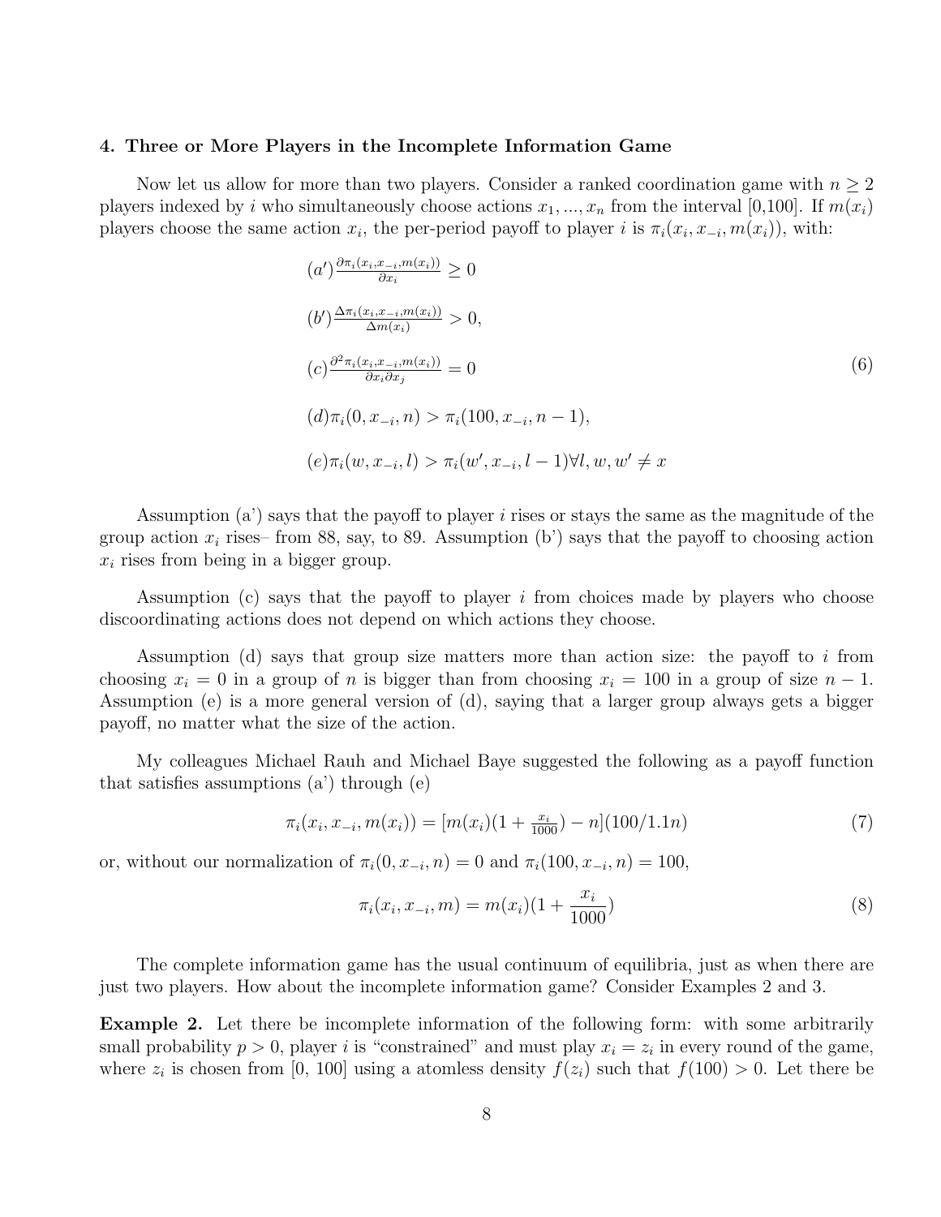### 4. Three or More Players in the Incomplete Information Game

Now let us allow for more than two players. Consider a ranked coordination game with $n \geq 2$ players indexed by $i$ who simultaneously choose actions $x_1, ..., x_n$ from the interval [0,100]. If $m(x_i)$ players choose the same action $x_i$, the per-period payoff to player $i$ is $\pi_i(x_i, x_{-i}, m(x_i))$, with:

$$
\begin{aligned}
&(a') \frac{\partial \pi_i(x_i, x_{-i}, m(x_i))}{\partial x_i} \geq 0 \\
&(b') \frac{\Delta \pi_i(x_i, x_{-i}, m(x_i))}{\Delta m(x_i)} > 0, \\
&(c) \frac{\partial^2 \pi_i(x_i, x_{-i}, m(x_i))}{\partial x_i \partial x_j} = 0 \\
&(d) \pi_i(0, x_{-i}, n) > \pi_i(100, x_{-i}, n-1), \\
&(e) \pi_i(w, x_{-i}, l) > \pi_i(w', x_{-i}, l-1) \forall l, w, w' \neq x
\end{aligned}
\tag{6}
$$

Assumption (a') says that the payoff to player $i$ rises or stays the same as the magnitude of the group action $x_i$ rises– from 88, say, to 89. Assumption (b') says that the payoff to choosing action $x_i$ rises from being in a bigger group.

Assumption (c) says that the payoff to player $i$ from choices made by players who choose discoordinating actions does not depend on which actions they choose.

Assumption (d) says that group size matters more than action size: the payoff to $i$ from choosing $x_i = 0$ in a group of $n$ is bigger than from choosing $x_i = 100$ in a group of size $n-1$. Assumption (e) is a more general version of (d), saying that a larger group always gets a bigger payoff, no matter what the size of the action.

My colleagues Michael Rauh and Michael Baye suggested the following as a payoff function that satisfies assumptions (a') through (e)

$$
\pi_i(x_i, x_{-i}, m(x_i)) = [m(x_i)(1 + \tfrac{x_i}{1000}) - n](100/1.1n)
\tag{7}
$$

or, without our normalization of $\pi_i(0, x_{-i}, n) = 0$ and $\pi_i(100, x_{-i}, n) = 100$,

$$
\pi_i(x_i, x_{-i}, m) = m(x_i)(1 + \frac{x_i}{1000})
\tag{8}
$$

The complete information game has the usual continuum of equilibria, just as when there are just two players. How about the incomplete information game? Consider Examples 2 and 3.

**Example 2.** Let there be incomplete information of the following form: with some arbitrarily small probability $p > 0$, player $i$ is "constrained" and must play $x_i = z_i$ in every round of the game, where $z_i$ is chosen from [0, 100] using an atomless density $f(z_i)$ such that $f(100) > 0$. Let there be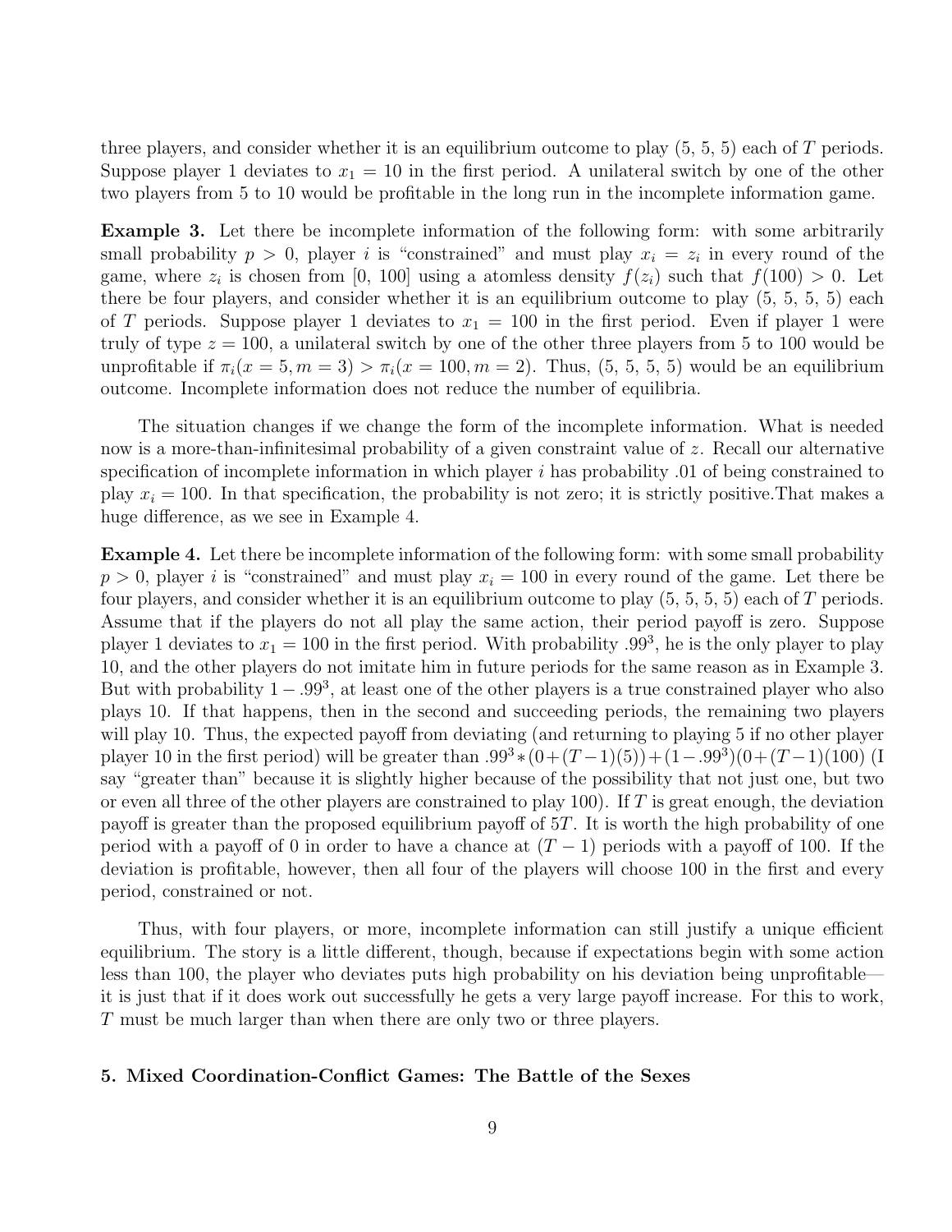three players, and consider whether it is an equilibrium outcome to play (5, 5, 5) each of $T$ periods. Suppose player 1 deviates to $x_1 = 10$ in the first period. A unilateral switch by one of the other two players from 5 to 10 would be profitable in the long run in the incomplete information game.

**Example 3.** Let there be incomplete information of the following form: with some arbitrarily small probability $p > 0$, player $i$ is "constrained" and must play $x_i = z_i$ in every round of the game, where $z_i$ is chosen from [0, 100] using a atomless density $f(z_i)$ such that $f(100) > 0$. Let there be four players, and consider whether it is an equilibrium outcome to play (5, 5, 5, 5) each of $T$ periods. Suppose player 1 deviates to $x_1 = 100$ in the first period. Even if player 1 were truly of type $z = 100$, a unilateral switch by one of the other three players from 5 to 100 would be unprofitable if $\pi_i(x = 5, m = 3) > \pi_i(x = 100, m = 2)$. Thus, (5, 5, 5, 5) would be an equilibrium outcome. Incomplete information does not reduce the number of equilibria.

The situation changes if we change the form of the incomplete information. What is needed now is a more-than-infinitesimal probability of a given constraint value of $z$. Recall our alternative specification of incomplete information in which player $i$ has probability .01 of being constrained to play $x_i = 100$. In that specification, the probability is not zero; it is strictly positive.That makes a huge difference, as we see in Example 4.

**Example 4.** Let there be incomplete information of the following form: with some small probability $p > 0$, player $i$ is "constrained" and must play $x_i = 100$ in every round of the game. Let there be four players, and consider whether it is an equilibrium outcome to play (5, 5, 5, 5) each of $T$ periods. Assume that if the players do not all play the same action, their period payoff is zero. Suppose player 1 deviates to $x_1 = 100$ in the first period. With probability $.99^3$, he is the only player to play 10, and the other players do not imitate him in future periods for the same reason as in Example 3. But with probability $1 - .99^3$, at least one of the other players is a true constrained player who also plays 10. If that happens, then in the second and succeeding periods, the remaining two players will play 10. Thus, the expected payoff from deviating (and returning to playing 5 if no other player player 10 in the first period) will be greater than $.99^3 * (0 + (T-1)(5)) + (1 - .99^3)(0 + (T-1)(100)$ (I say "greater than" because it is slightly higher because of the possibility that not just one, but two or even all three of the other players are constrained to play 100). If $T$ is great enough, the deviation payoff is greater than the proposed equilibrium payoff of $5T$. It is worth the high probability of one period with a payoff of 0 in order to have a chance at $(T - 1)$ periods with a payoff of 100. If the deviation is profitable, however, then all four of the players will choose 100 in the first and every period, constrained or not.

Thus, with four players, or more, incomplete information can still justify a unique efficient equilibrium. The story is a little different, though, because if expectations begin with some action less than 100, the player who deviates puts high probability on his deviation being unprofitable—it is just that if it does work out successfully he gets a very large payoff increase. For this to work, $T$ must be much larger than when there are only two or three players.

### 5. Mixed Coordination-Conflict Games: The Battle of the Sexes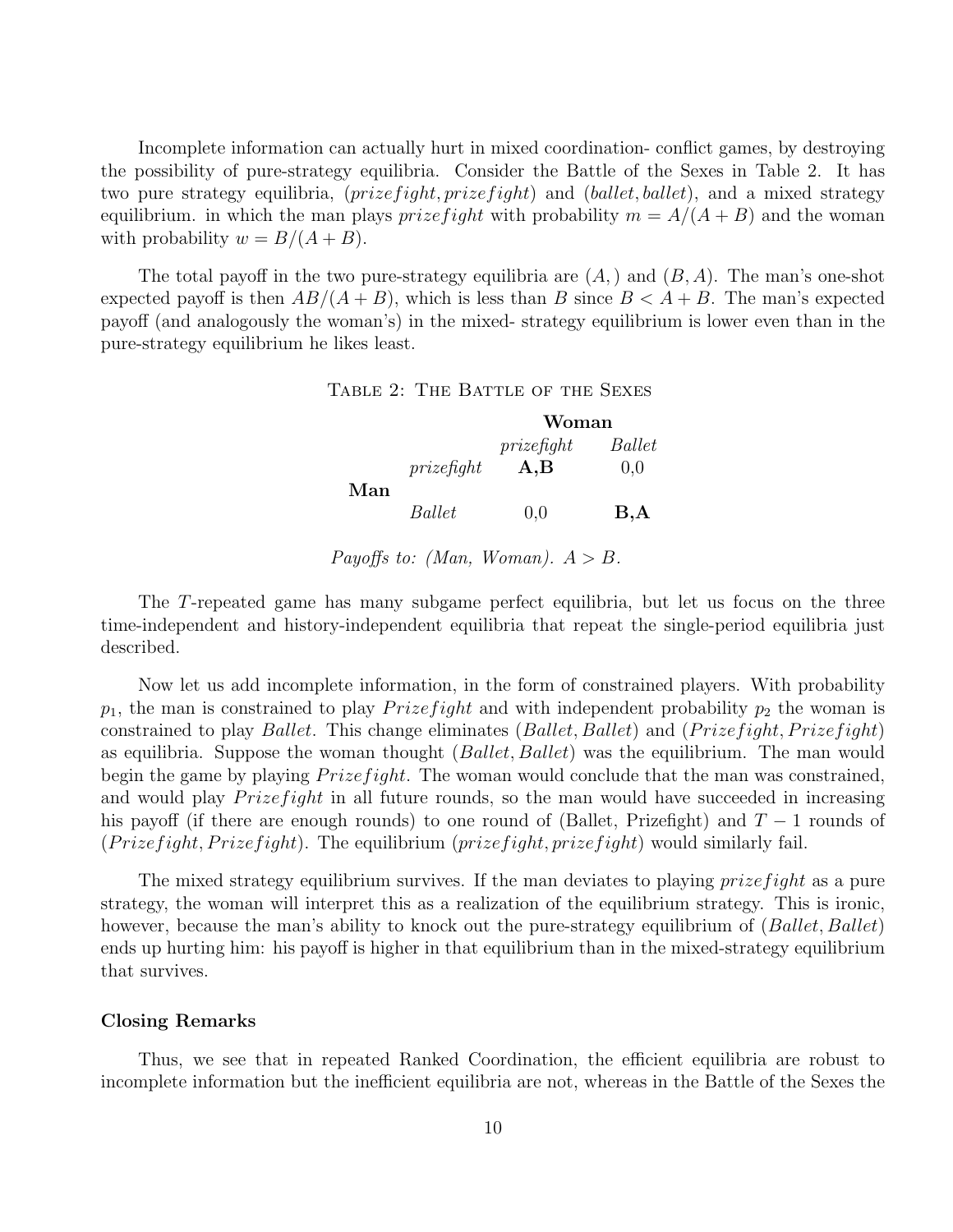Incomplete information can actually hurt in mixed coordination- conflict games, by destroying the possibility of pure-strategy equilibria. Consider the Battle of the Sexes in Table 2. It has two pure strategy equilibria, $(prizefight, prizefight)$ and $(ballet, ballet)$, and a mixed strategy equilibrium. in which the man plays $prizefight$ with probability $m = A/(A+B)$ and the woman with probability $w = B/(A+B)$.

The total payoff in the two pure-strategy equilibria are $(A, )$ and $(B, A)$. The man's one-shot expected payoff is then $AB/(A+B)$, which is less than $B$ since $B < A + B$. The man's expected payoff (and analogously the woman's) in the mixed- strategy equilibrium is lower even than in the pure-strategy equilibrium he likes least.

Table 2: The Battle of the Sexes

| | | **Woman** | |
|---|---|---|---|
| | | *prizefight* | *Ballet* |
| **Man** | *prizefight* | **A,B** | 0,0 |
| | *Ballet* | 0,0 | **B,A** |

*Payoffs to: (Man, Woman).* $A > B$.

The $T$-repeated game has many subgame perfect equilibria, but let us focus on the three time-independent and history-independent equilibria that repeat the single-period equilibria just described.

Now let us add incomplete information, in the form of constrained players. With probability $p_1$, the man is constrained to play $Prizefight$ and with independent probability $p_2$ the woman is constrained to play $Ballet$. This change eliminates $(Ballet, Ballet)$ and $(Prizefight, Prizefight)$ as equilibria. Suppose the woman thought $(Ballet, Ballet)$ was the equilibrium. The man would begin the game by playing $Prizefight$. The woman would conclude that the man was constrained, and would play $Prizefight$ in all future rounds, so the man would have succeeded in increasing his payoff (if there are enough rounds) to one round of (Ballet, Prizefight) and $T-1$ rounds of $(Prizefight, Prizefight)$. The equilibrium $(prizefight, prizefight)$ would similarly fail.

The mixed strategy equilibrium survives. If the man deviates to playing $prizefight$ as a pure strategy, the woman will interpret this as a realization of the equilibrium strategy. This is ironic, however, because the man's ability to knock out the pure-strategy equilibrium of $(Ballet, Ballet)$ ends up hurting him: his payoff is higher in that equilibrium than in the mixed-strategy equilibrium that survives.

### Closing Remarks

Thus, we see that in repeated Ranked Coordination, the efficient equilibria are robust to incomplete information but the inefficient equilibria are not, whereas in the Battle of the Sexes the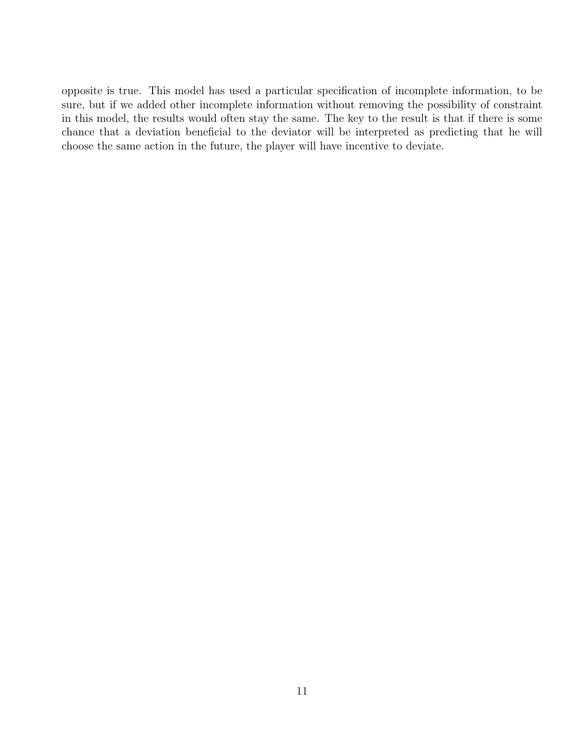opposite is true. This model has used a particular specification of incomplete information, to be sure, but if we added other incomplete information without removing the possibility of constraint in this model, the results would often stay the same. The key to the result is that if there is some chance that a deviation beneficial to the deviator will be interpreted as predicting that he will choose the same action in the future, the player will have incentive to deviate.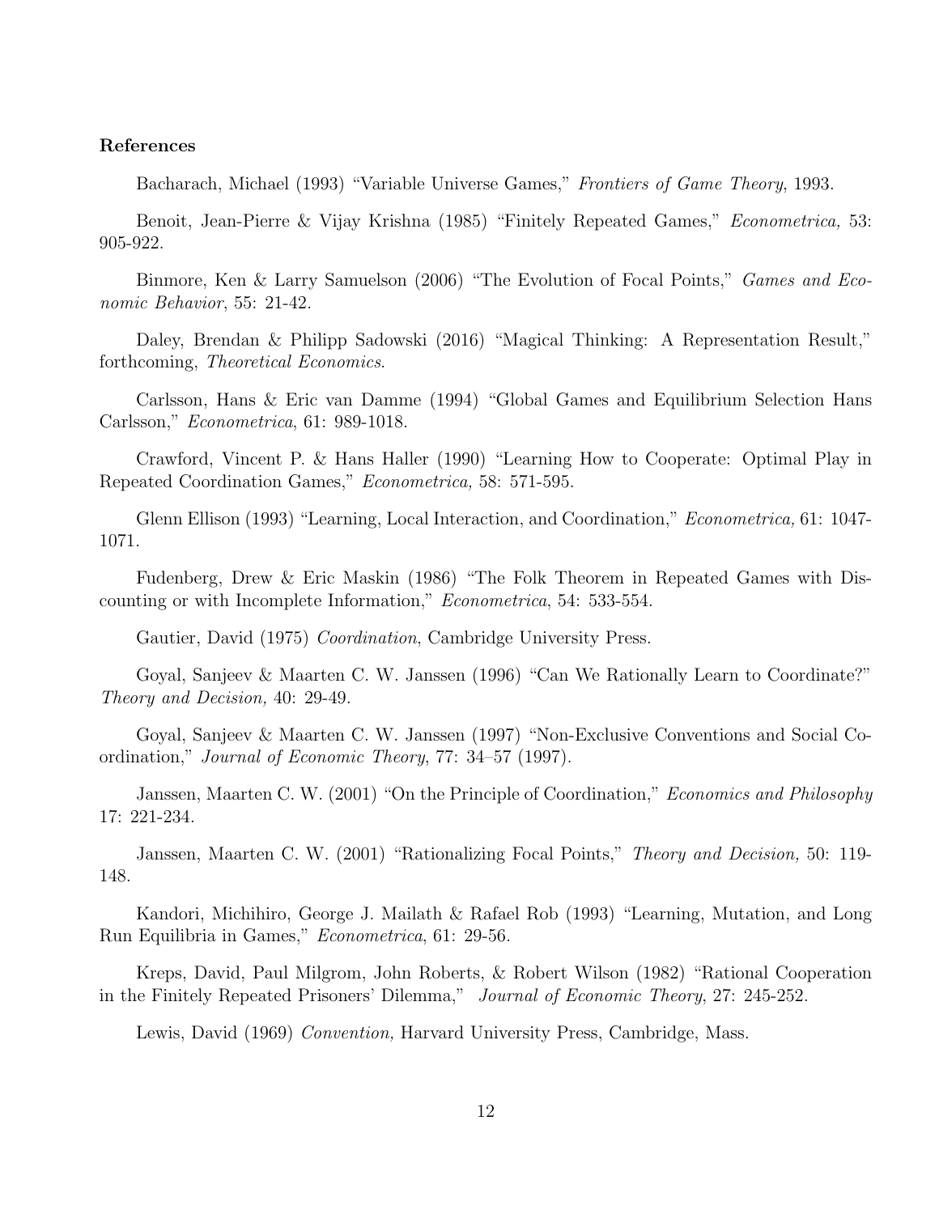**References**

Bacharach, Michael (1993) "Variable Universe Games," *Frontiers of Game Theory*, 1993.

Benoit, Jean-Pierre & Vijay Krishna (1985) "Finitely Repeated Games," *Econometrica,* 53: 905-922.

Binmore, Ken & Larry Samuelson (2006) "The Evolution of Focal Points," *Games and Economic Behavior*, 55: 21-42.

Daley, Brendan & Philipp Sadowski (2016) "Magical Thinking: A Representation Result," forthcoming, *Theoretical Economics*.

Carlsson, Hans & Eric van Damme (1994) "Global Games and Equilibrium Selection Hans Carlsson," *Econometrica*, 61: 989-1018.

Crawford, Vincent P. & Hans Haller (1990) "Learning How to Cooperate: Optimal Play in Repeated Coordination Games," *Econometrica,* 58: 571-595.

Glenn Ellison (1993) "Learning, Local Interaction, and Coordination," *Econometrica,* 61: 1047-1071.

Fudenberg, Drew & Eric Maskin (1986) "The Folk Theorem in Repeated Games with Discounting or with Incomplete Information," *Econometrica*, 54: 533-554.

Gautier, David (1975) *Coordination*, Cambridge University Press.

Goyal, Sanjeev & Maarten C. W. Janssen (1996) "Can We Rationally Learn to Coordinate?" *Theory and Decision,* 40: 29-49.

Goyal, Sanjeev & Maarten C. W. Janssen (1997) "Non-Exclusive Conventions and Social Coordination," *Journal of Economic Theory*, 77: 34–57 (1997).

Janssen, Maarten C. W. (2001) "On the Principle of Coordination," *Economics and Philosophy* 17: 221-234.

Janssen, Maarten C. W. (2001) "Rationalizing Focal Points," *Theory and Decision,* 50: 119-148.

Kandori, Michihiro, George J. Mailath & Rafael Rob (1993) "Learning, Mutation, and Long Run Equilibria in Games," *Econometrica*, 61: 29-56.

Kreps, David, Paul Milgrom, John Roberts, & Robert Wilson (1982) "Rational Cooperation in the Finitely Repeated Prisoners' Dilemma," *Journal of Economic Theory*, 27: 245-252.

Lewis, David (1969) *Convention,* Harvard University Press, Cambridge, Mass.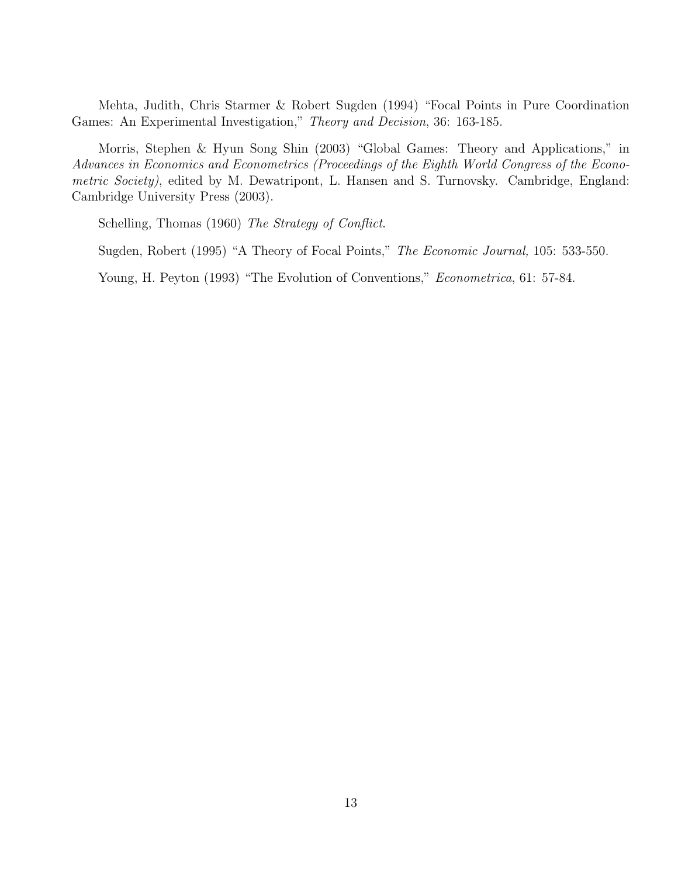Mehta, Judith, Chris Starmer & Robert Sugden (1994) "Focal Points in Pure Coordination Games: An Experimental Investigation," *Theory and Decision*, 36: 163-185.

Morris, Stephen & Hyun Song Shin (2003) "Global Games: Theory and Applications," in *Advances in Economics and Econometrics (Proceedings of the Eighth World Congress of the Econometric Society)*, edited by M. Dewatripont, L. Hansen and S. Turnovsky. Cambridge, England: Cambridge University Press (2003).

Schelling, Thomas (1960) *The Strategy of Conflict*.

Sugden, Robert (1995) "A Theory of Focal Points," *The Economic Journal,* 105: 533-550.

Young, H. Peyton (1993) "The Evolution of Conventions," *Econometrica*, 61: 57-84.